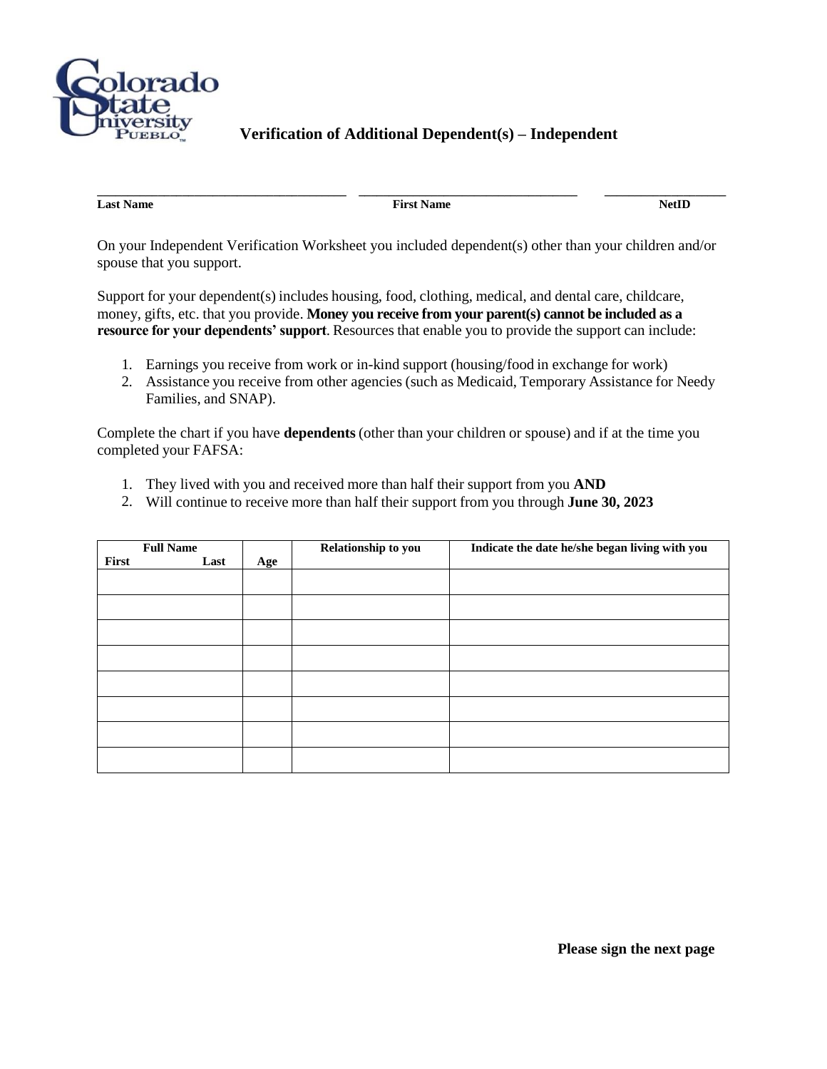# Verification of Additional Dependent(s) – Independent

\_\_\_\_\_\_\_\_\_\_\_\_\_\_\_\_\_\_\_\_\_\_\_\_\_\_\_\_\_\_\_\_\_\_\_ \_\_\_\_\_\_\_\_\_\_\_\_\_\_\_\_\_\_\_\_\_\_\_\_\_\_\_\_\_\_\_\_ \_\_\_\_\_\_\_\_\_\_\_\_\_\_\_\_\_\_

**Last Name** **First Name** **NetID**

On your Independent Verification Worksheet you included dependent(s) other than your children and/or spouse that you support.

Support for your dependent(s) includes housing, food, clothing, medical, and dental care, childcare, money, gifts, etc. that you provide. **Money you receive from your parent(s) cannot be included as a resource for your dependents' support**. Resources that enable you to provide the support can include:

1. Earnings you receive from work or in-kind support (housing/food in exchange for work)
2. Assistance you receive from other agencies (such as Medicaid, Temporary Assistance for Needy Families, and SNAP).

Complete the chart if you have **dependents** (other than your children or spouse) and if at the time you completed your FAFSA:

1. They lived with you and received more than half their support from you **AND**
2. Will continue to receive more than half their support from you through **June 30, 2023**

| Full Name<br>First Last | Age | Relationship to you | Indicate the date he/she began living with you |
|---|---|---|---|
| | | | |
| | | | |
| | | | |
| | | | |
| | | | |
| | | | |
| | | | |
| | | | |

**Please sign the next page**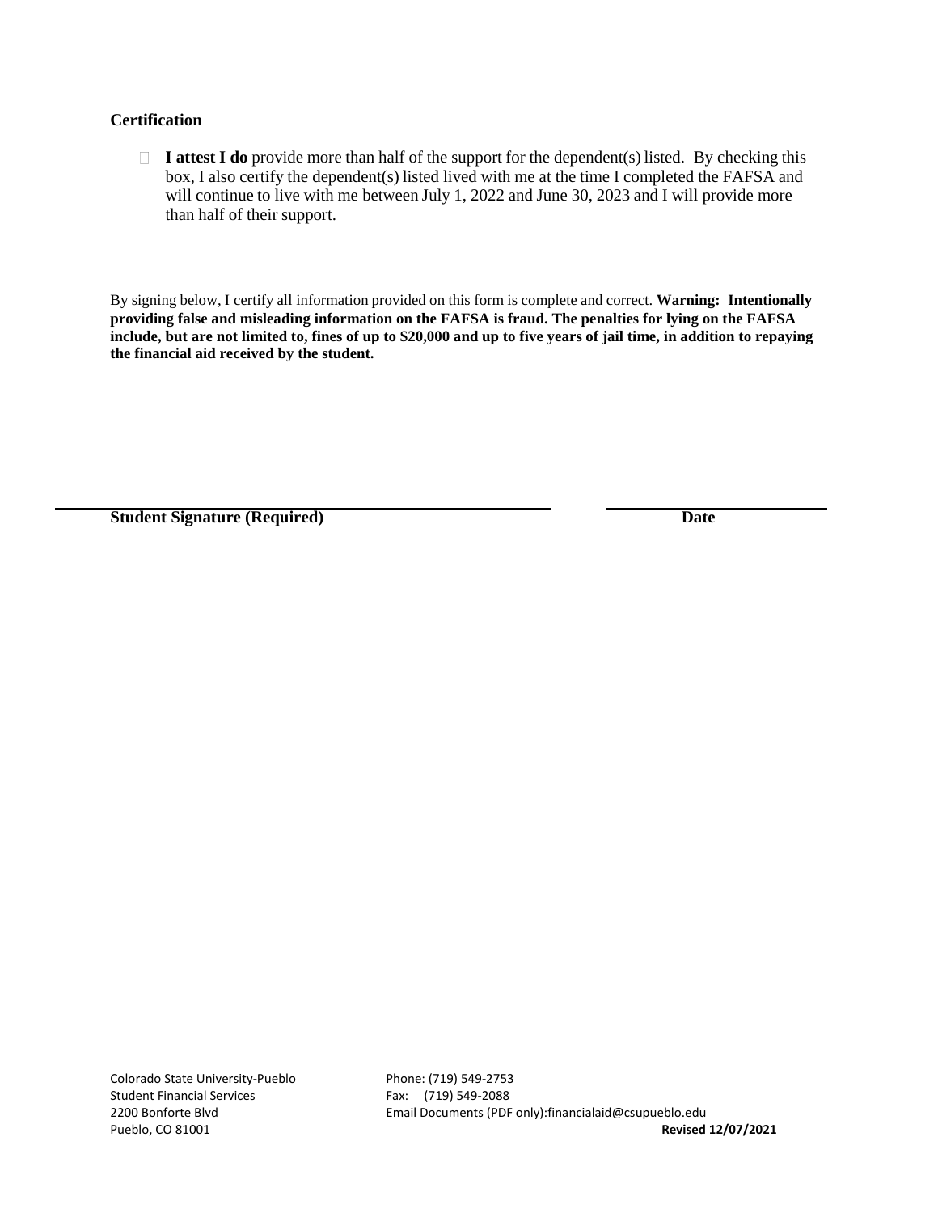### Certification

- ☐ **I attest I do** provide more than half of the support for the dependent(s) listed. By checking this box, I also certify the dependent(s) listed lived with me at the time I completed the FAFSA and will continue to live with me between July 1, 2022 and June 30, 2023 and I will provide more than half of their support.

By signing below, I certify all information provided on this form is complete and correct. **Warning: Intentionally providing false and misleading information on the FAFSA is fraud. The penalties for lying on the FAFSA include, but are not limited to, fines of up to $20,000 and up to five years of jail time, in addition to repaying the financial aid received by the student.**

______________________________________________ ____________________

**Student Signature (Required)** **Date**

Colorado State University-Pueblo
Student Financial Services
2200 Bonforte Blvd
Pueblo, CO 81001

Phone: (719) 549-2753
Fax: (719) 549-2088
Email Documents (PDF only):financialaid@csupueblo.edu

**Revised 12/07/2021**